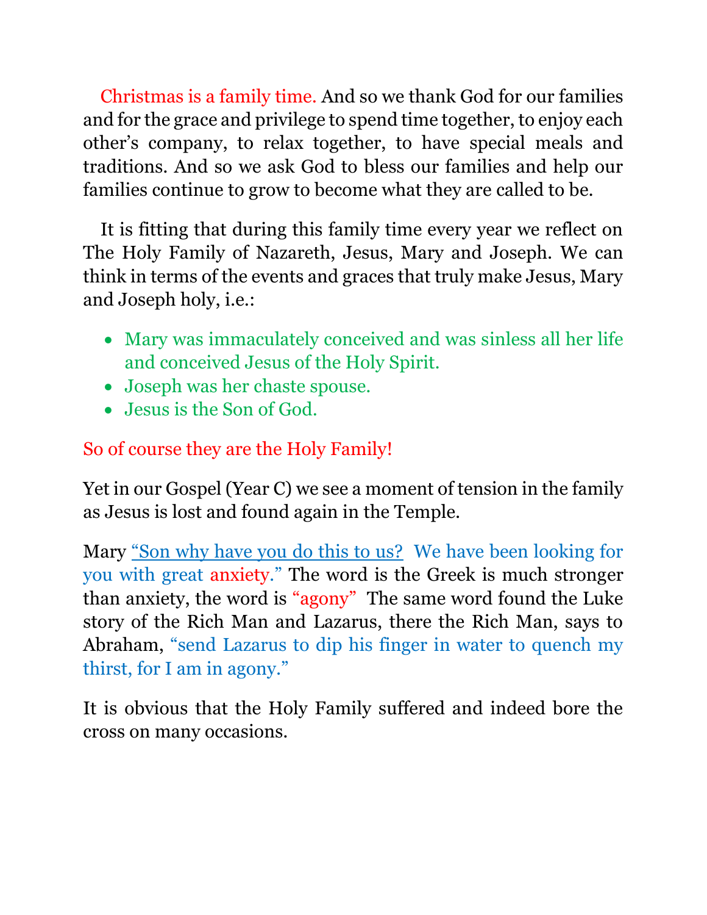Christmas is a family time. And so we thank God for our families and for the grace and privilege to spend time together, to enjoy each other's company, to relax together, to have special meals and traditions. And so we ask God to bless our families and help our families continue to grow to become what they are called to be.

It is fitting that during this family time every year we reflect on The Holy Family of Nazareth, Jesus, Mary and Joseph. We can think in terms of the events and graces that truly make Jesus, Mary and Joseph holy, i.e.:

- Mary was immaculately conceived and was sinless all her life and conceived Jesus of the Holy Spirit.
- Joseph was her chaste spouse.
- Jesus is the Son of God.

So of course they are the Holy Family!

Yet in our Gospel (Year C) we see a moment of tension in the family as Jesus is lost and found again in the Temple.

Mary "Son why have you do this to us? We have been looking for you with great anxiety." The word is the Greek is much stronger than anxiety, the word is "agony" The same word found the Luke story of the Rich Man and Lazarus, there the Rich Man, says to Abraham, "send Lazarus to dip his finger in water to quench my thirst, for I am in agony."

It is obvious that the Holy Family suffered and indeed bore the cross on many occasions.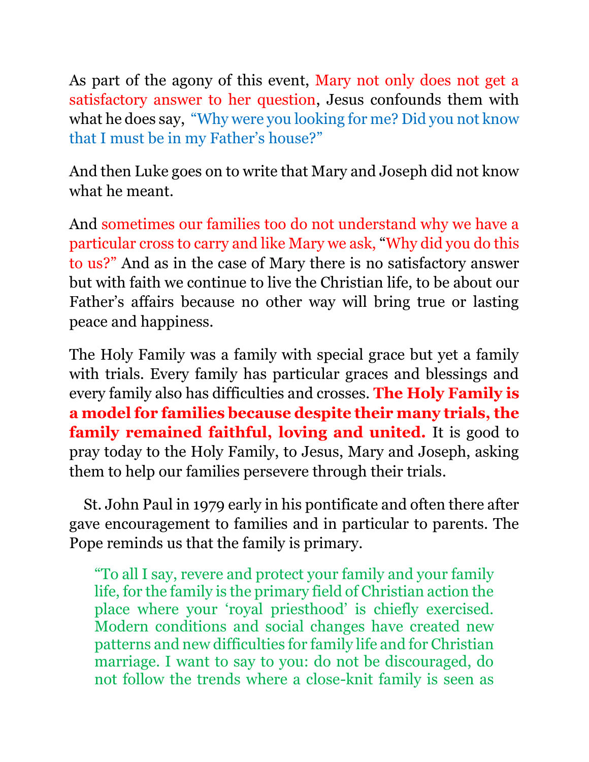As part of the agony of this event, Mary not only does not get a satisfactory answer to her question, Jesus confounds them with what he does say, "Why were you looking for me? Did you not know that I must be in my Father's house?"

And then Luke goes on to write that Mary and Joseph did not know what he meant.

And sometimes our families too do not understand why we have a particular cross to carry and like Mary we ask, "Why did you do this to us?" And as in the case of Mary there is no satisfactory answer but with faith we continue to live the Christian life, to be about our Father's affairs because no other way will bring true or lasting peace and happiness.

The Holy Family was a family with special grace but yet a family with trials. Every family has particular graces and blessings and every family also has difficulties and crosses. **The Holy Family is a model for families because despite their many trials, the family remained faithful, loving and united.** It is good to pray today to the Holy Family, to Jesus, Mary and Joseph, asking them to help our families persevere through their trials.

St. John Paul in 1979 early in his pontificate and often there after gave encouragement to families and in particular to parents. The Pope reminds us that the family is primary.

> "To all I say, revere and protect your family and your family life, for the family is the primary field of Christian action the place where your 'royal priesthood' is chiefly exercised. Modern conditions and social changes have created new patterns and new difficulties for family life and for Christian marriage. I want to say to you: do not be discouraged, do not follow the trends where a close-knit family is seen as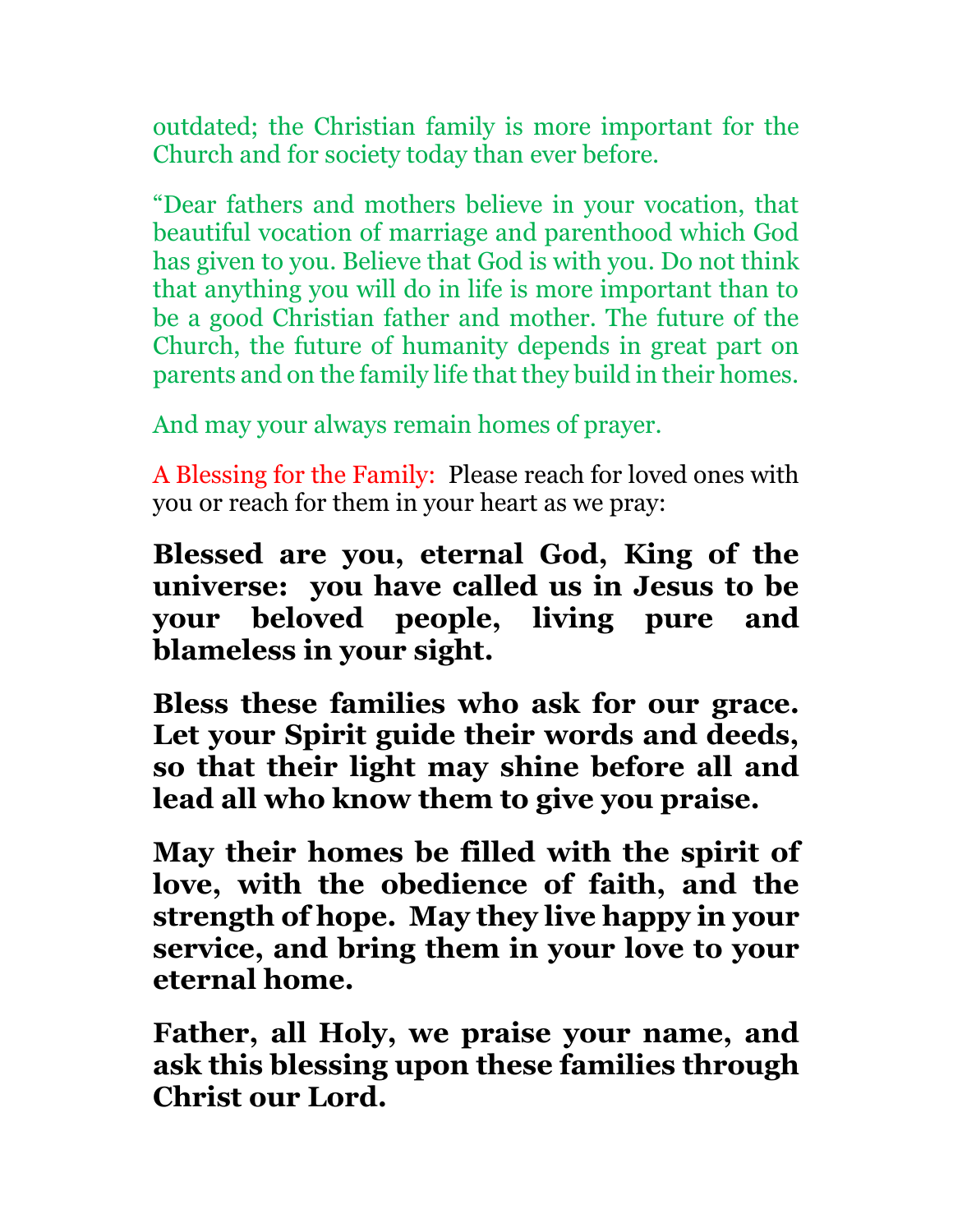outdated; the Christian family is more important for the Church and for society today than ever before.

"Dear fathers and mothers believe in your vocation, that beautiful vocation of marriage and parenthood which God has given to you. Believe that God is with you. Do not think that anything you will do in life is more important than to be a good Christian father and mother. The future of the Church, the future of humanity depends in great part on parents and on the family life that they build in their homes.

And may your always remain homes of prayer.

A Blessing for the Family: Please reach for loved ones with you or reach for them in your heart as we pray:

**Blessed are you, eternal God, King of the universe: you have called us in Jesus to be your beloved people, living pure and blameless in your sight.**

**Bless these families who ask for our grace. Let your Spirit guide their words and deeds, so that their light may shine before all and lead all who know them to give you praise.**

**May their homes be filled with the spirit of love, with the obedience of faith, and the strength of hope. May they live happy in your service, and bring them in your love to your eternal home.**

**Father, all Holy, we praise your name, and ask this blessing upon these families through Christ our Lord.**